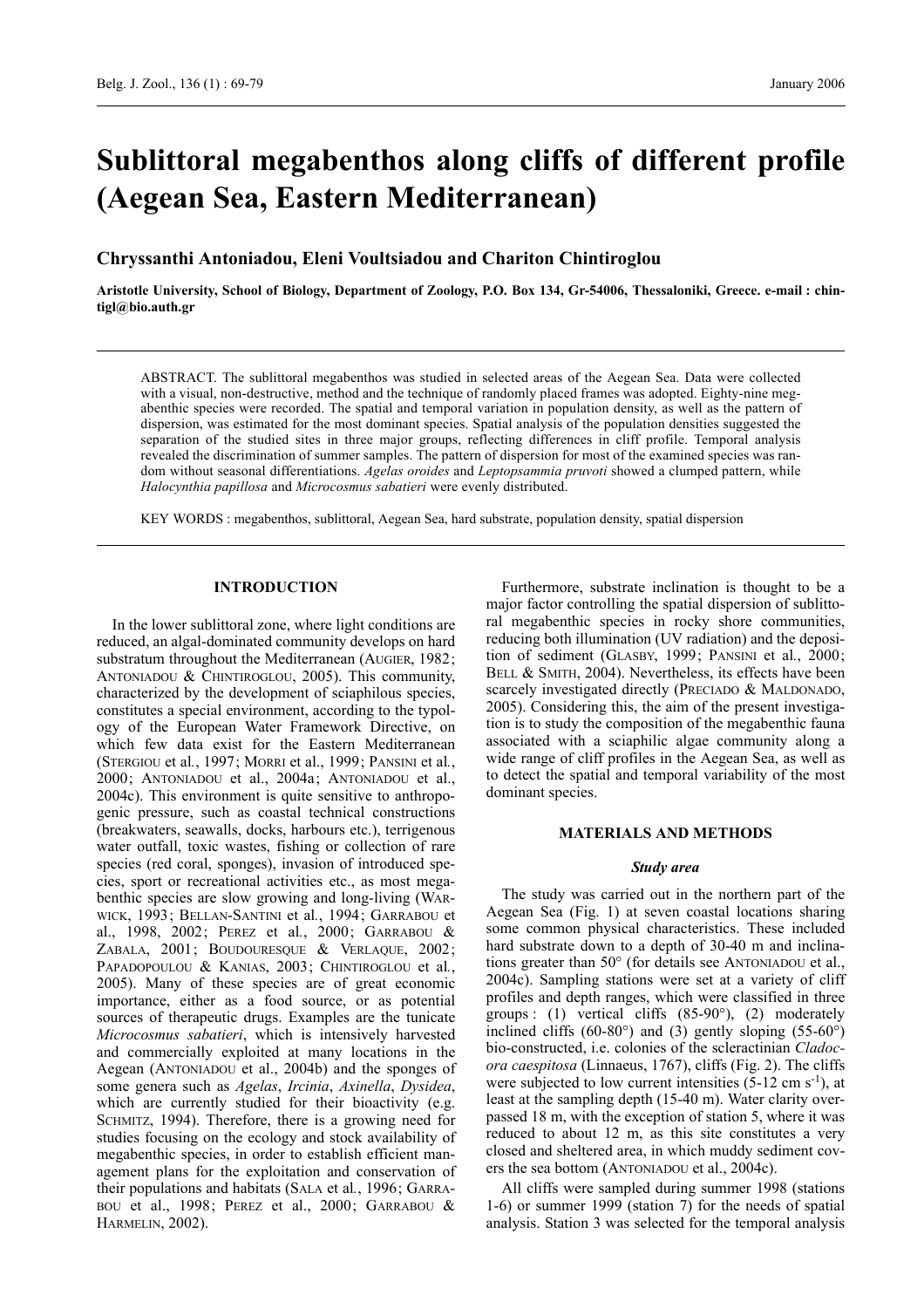# Sublittoral megabenthos along cliffs of different profile (Aegean Sea, Eastern Mediterranean)

**Chryssanthi Antoniadou, Eleni Voultsiadou and Chariton Chintiroglou**

**Aristotle University, School of Biology, Department of Zoology, P.O. Box 134, Gr-54006, Thessaloniki, Greece. e-mail : chintigl@bio.auth.gr**

ABSTRACT. The sublittoral megabenthos was studied in selected areas of the Aegean Sea. Data were collected with a visual, non-destructive, method and the technique of randomly placed frames was adopted. Eighty-nine megabenthic species were recorded. The spatial and temporal variation in population density, as well as the pattern of dispersion, was estimated for the most dominant species. Spatial analysis of the population densities suggested the separation of the studied sites in three major groups, reflecting differences in cliff profile. Temporal analysis revealed the discrimination of summer samples. The pattern of dispersion for most of the examined species was random without seasonal differentiations. *Agelas oroides* and *Leptopsammia pruvoti* showed a clumped pattern, while *Halocynthia papillosa* and *Microcosmus sabatieri* were evenly distributed.

KEY WORDS : megabenthos, sublittoral, Aegean Sea, hard substrate, population density, spatial dispersion

## INTRODUCTION

In the lower sublittoral zone, where light conditions are reduced, an algal-dominated community develops on hard substratum throughout the Mediterranean (Augier, 1982; Antoniadou & Chintiroglou, 2005). This community, characterized by the development of sciaphilous species, constitutes a special environment, according to the typology of the European Water Framework Directive, on which few data exist for the Eastern Mediterranean (Stergiou et al., 1997; Morri et al., 1999; Pansini et al., 2000; Antoniadou et al., 2004a; Antoniadou et al., 2004c). This environment is quite sensitive to anthropogenic pressure, such as coastal technical constructions (breakwaters, seawalls, docks, harbours etc.), terrigenous water outfall, toxic wastes, fishing or collection of rare species (red coral, sponges), invasion of introduced species, sport or recreational activities etc., as most megabenthic species are slow growing and long-living (Warwick, 1993; Bellan-Santini et al., 1994; Garrabou et al., 1998, 2002; Perez et al., 2000; Garrabou & Zabala, 2001; Boudouresque & Verlaque, 2002; Papadopoulou & Kanias, 2003; Chintiroglou et al., 2005). Many of these species are of great economic importance, either as a food source, or as potential sources of therapeutic drugs. Examples are the tunicate *Microcosmus sabatieri*, which is intensively harvested and commercially exploited at many locations in the Aegean (Antoniadou et al., 2004b) and the sponges of some genera such as *Agelas*, *Ircinia*, *Axinella*, *Dysidea*, which are currently studied for their bioactivity (e.g. Schmitz, 1994). Therefore, there is a growing need for studies focusing on the ecology and stock availability of megabenthic species, in order to establish efficient management plans for the exploitation and conservation of their populations and habitats (Sala et al., 1996; Garrabou et al., 1998; Perez et al., 2000; Garrabou & Harmelin, 2002).

Furthermore, substrate inclination is thought to be a major factor controlling the spatial dispersion of sublittoral megabenthic species in rocky shore communities, reducing both illumination (UV radiation) and the deposition of sediment (Glasby, 1999; Pansini et al., 2000; Bell & Smith, 2004). Nevertheless, its effects have been scarcely investigated directly (Preciado & Maldonado, 2005). Considering this, the aim of the present investigation is to study the composition of the megabenthic fauna associated with a sciaphilic algae community along a wide range of cliff profiles in the Aegean Sea, as well as to detect the spatial and temporal variability of the most dominant species.

## MATERIALS AND METHODS

### *Study area*

The study was carried out in the northern part of the Aegean Sea (Fig. 1) at seven coastal locations sharing some common physical characteristics. These included hard substrate down to a depth of 30-40 m and inclinations greater than 50° (for details see Antoniadou et al., 2004c). Sampling stations were set at a variety of cliff profiles and depth ranges, which were classified in three groups : (1) vertical cliffs (85-90°), (2) moderately inclined cliffs (60-80°) and (3) gently sloping (55-60°) bio-constructed, i.e. colonies of the scleractinian *Cladocora caespitosa* (Linnaeus, 1767), cliffs (Fig. 2). The cliffs were subjected to low current intensities (5-12 cm s$^{-1}$), at least at the sampling depth (15-40 m). Water clarity overpassed 18 m, with the exception of station 5, where it was reduced to about 12 m, as this site constitutes a very closed and sheltered area, in which muddy sediment covers the sea bottom (Antoniadou et al., 2004c).

All cliffs were sampled during summer 1998 (stations 1-6) or summer 1999 (station 7) for the needs of spatial analysis. Station 3 was selected for the temporal analysis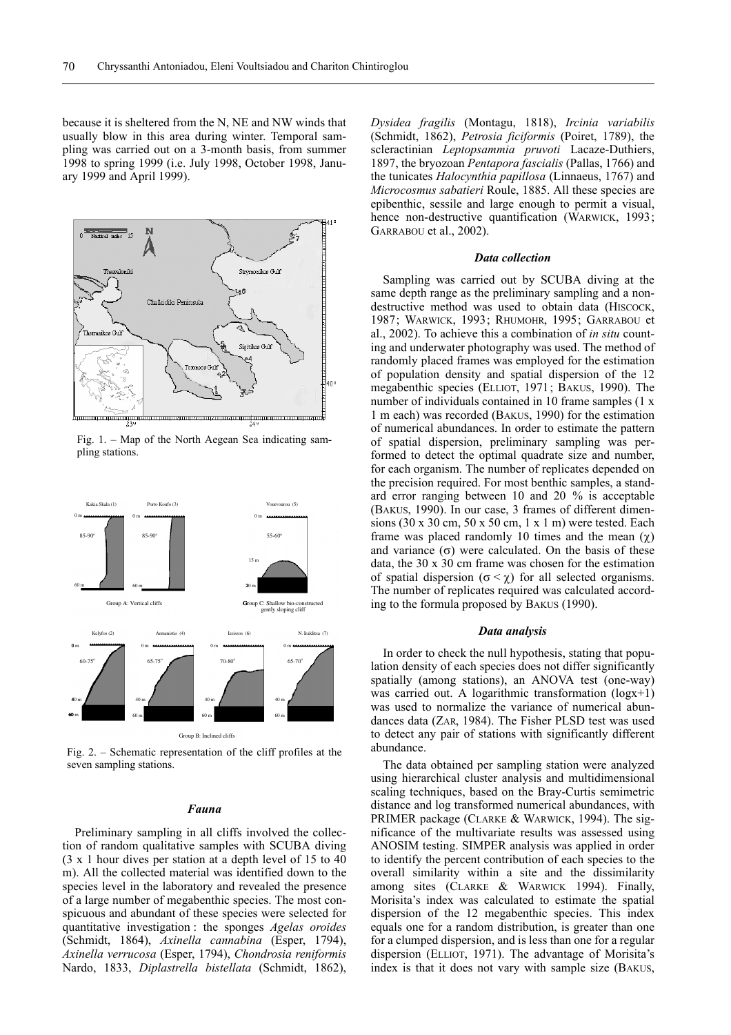because it is sheltered from the N, NE and NW winds that usually blow in this area during winter. Temporal sampling was carried out on a 3-month basis, from summer 1998 to spring 1999 (i.e. July 1998, October 1998, January 1999 and April 1999).

Fig. 1. – Map of the North Aegean Sea indicating sampling stations.

Fig. 2. – Schematic representation of the cliff profiles at the seven sampling stations.

### *Fauna*

Preliminary sampling in all cliffs involved the collection of random qualitative samples with SCUBA diving (3 x 1 hour dives per station at a depth level of 15 to 40 m). All the collected material was identified down to the species level in the laboratory and revealed the presence of a large number of megabenthic species. The most conspicuous and abundant of these species were selected for quantitative investigation : the sponges *Agelas oroides* (Schmidt, 1864), *Axinella cannabina* (Esper, 1794), *Axinella verrucosa* (Esper, 1794), *Chondrosia reniformis* Nardo, 1833, *Diplastrella bistellata* (Schmidt, 1862), *Dysidea fragilis* (Montagu, 1818), *Ircinia variabilis* (Schmidt, 1862), *Petrosia ficiformis* (Poiret, 1789), the scleractinian *Leptopsammia pruvoti* Lacaze-Duthiers, 1897, the bryozoan *Pentapora fascialis* (Pallas, 1766) and the tunicates *Halocynthia papillosa* (Linnaeus, 1767) and *Microcosmus sabatieri* Roule, 1885. All these species are epibenthic, sessile and large enough to permit a visual, hence non-destructive quantification (WARWICK, 1993; GARRABOU et al., 2002).

### *Data collection*

Sampling was carried out by SCUBA diving at the same depth range as the preliminary sampling and a non-destructive method was used to obtain data (HISCOCK, 1987; WARWICK, 1993; RHUMOHR, 1995; GARRABOU et al., 2002). To achieve this a combination of *in situ* counting and underwater photography was used. The method of randomly placed frames was employed for the estimation of population density and spatial dispersion of the 12 megabenthic species (ELLIOT, 1971; BAKUS, 1990). The number of individuals contained in 10 frame samples (1 x 1 m each) was recorded (BAKUS, 1990) for the estimation of numerical abundances. In order to estimate the pattern of spatial dispersion, preliminary sampling was performed to detect the optimal quadrate size and number, for each organism. The number of replicates depended on the precision required. For most benthic samples, a standard error ranging between 10 and 20 % is acceptable (BAKUS, 1990). In our case, 3 frames of different dimensions (30 x 30 cm, 50 x 50 cm, 1 x 1 m) were tested. Each frame was placed randomly 10 times and the mean ($\chi$) and variance ($\sigma$) were calculated. On the basis of these data, the 30 x 30 cm frame was chosen for the estimation of spatial dispersion ($\sigma < \chi$) for all selected organisms. The number of replicates required was calculated according to the formula proposed by BAKUS (1990).

### *Data analysis*

In order to check the null hypothesis, stating that population density of each species does not differ significantly spatially (among stations), an ANOVA test (one-way) was carried out. A logarithmic transformation (logx+1) was used to normalize the variance of numerical abundances data (ZAR, 1984). The Fisher PLSD test was used to detect any pair of stations with significantly different abundance.

The data obtained per sampling station were analyzed using hierarchical cluster analysis and multidimensional scaling techniques, based on the Bray-Curtis semimetric distance and log transformed numerical abundances, with PRIMER package (CLARKE & WARWICK, 1994). The significance of the multivariate results was assessed using ANOSIM testing. SIMPER analysis was applied in order to identify the percent contribution of each species to the overall similarity within a site and the dissimilarity among sites (CLARKE & WARWICK 1994). Finally, Morisita's index was calculated to estimate the spatial dispersion of the 12 megabenthic species. This index equals one for a random distribution, is greater than one for a clumped dispersion, and is less than one for a regular dispersion (ELLIOT, 1971). The advantage of Morisita's index is that it does not vary with sample size (BAKUS,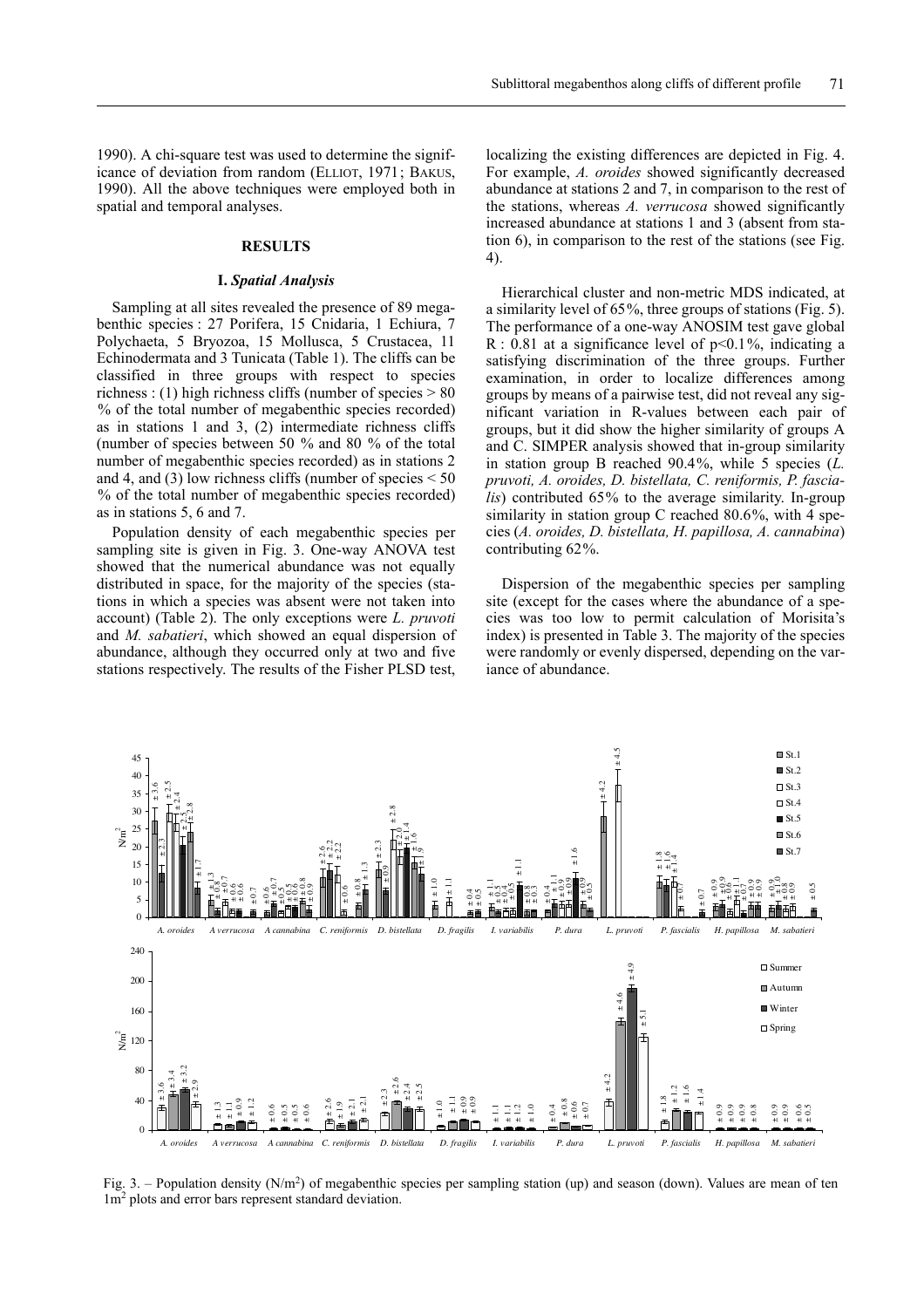1990). A chi-square test was used to determine the significance of deviation from random (ELLIOT, 1971; BAKUS, 1990). All the above techniques were employed both in spatial and temporal analyses.

## RESULTS

### I. *Spatial Analysis*

Sampling at all sites revealed the presence of 89 megabenthic species : 27 Porifera, 15 Cnidaria, 1 Echiura, 7 Polychaeta, 5 Bryozoa, 15 Mollusca, 5 Crustacea, 11 Echinodermata and 3 Tunicata (Table 1). The cliffs can be classified in three groups with respect to species richness : (1) high richness cliffs (number of species > 80 % of the total number of megabenthic species recorded) as in stations 1 and 3, (2) intermediate richness cliffs (number of species between 50 % and 80 % of the total number of megabenthic species recorded) as in stations 2 and 4, and (3) low richness cliffs (number of species < 50 % of the total number of megabenthic species recorded) as in stations 5, 6 and 7.

Population density of each megabenthic species per sampling site is given in Fig. 3. One-way ANOVA test showed that the numerical abundance was not equally distributed in space, for the majority of the species (stations in which a species was absent were not taken into account) (Table 2). The only exceptions were *L. pruvoti* and *M. sabatieri*, which showed an equal dispersion of abundance, although they occurred only at two and five stations respectively. The results of the Fisher PLSD test, localizing the existing differences are depicted in Fig. 4. For example, *A. oroides* showed significantly decreased abundance at stations 2 and 7, in comparison to the rest of the stations, whereas *A. verrucosa* showed significantly increased abundance at stations 1 and 3 (absent from station 6), in comparison to the rest of the stations (see Fig. 4).

Hierarchical cluster and non-metric MDS indicated, at a similarity level of 65%, three groups of stations (Fig. 5). The performance of a one-way ANOSIM test gave global R : 0.81 at a significance level of $p<0.1\%$, indicating a satisfying discrimination of the three groups. Further examination, in order to localize differences among groups by means of a pairwise test, did not reveal any significant variation in R-values between each pair of groups, but it did show the higher similarity of groups A and C. SIMPER analysis showed that in-group similarity in station group B reached 90.4%, while 5 species (*L. pruvoti, A. oroides, D. bistellata, C. reniformis, P. fascialis*) contributed 65% to the average similarity. In-group similarity in station group C reached 80.6%, with 4 species (*A. oroides, D. bistellata, H. papillosa, A. cannabina*) contributing 62%.

Dispersion of the megabenthic species per sampling site (except for the cases where the abundance of a species was too low to permit calculation of Morisita's index) is presented in Table 3. The majority of the species were randomly or evenly dispersed, depending on the variance of abundance.

Fig. 3. – Population density ($N/m^2$) of megabenthic species per sampling station (up) and season (down). Values are mean of ten $1m^2$ plots and error bars represent standard deviation.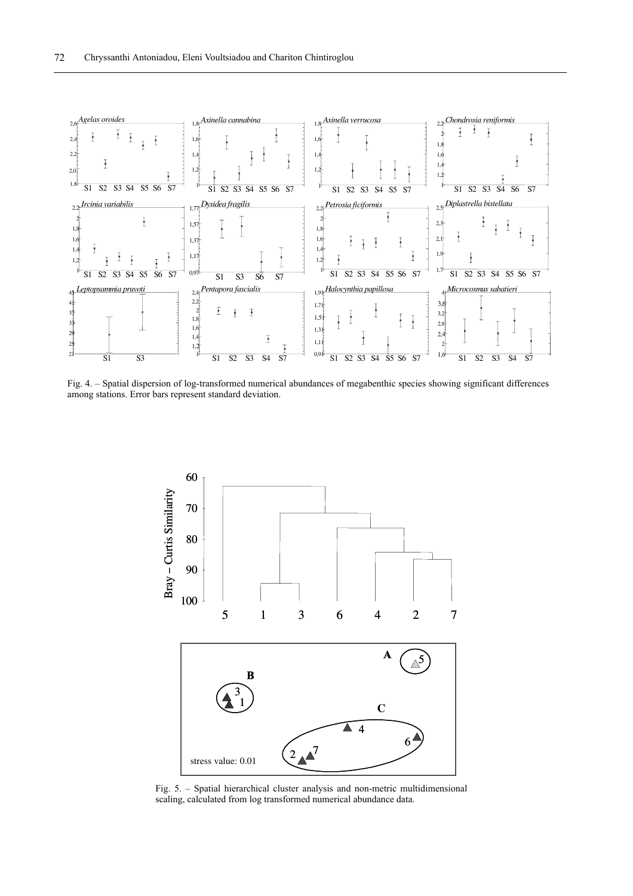Fig. 4. – Spatial dispersion of log-transformed numerical abundances of megabenthic species showing significant differences among stations. Error bars represent standard deviation.

Fig. 5. – Spatial hierarchical cluster analysis and non-metric multidimensional scaling, calculated from log transformed numerical abundance data.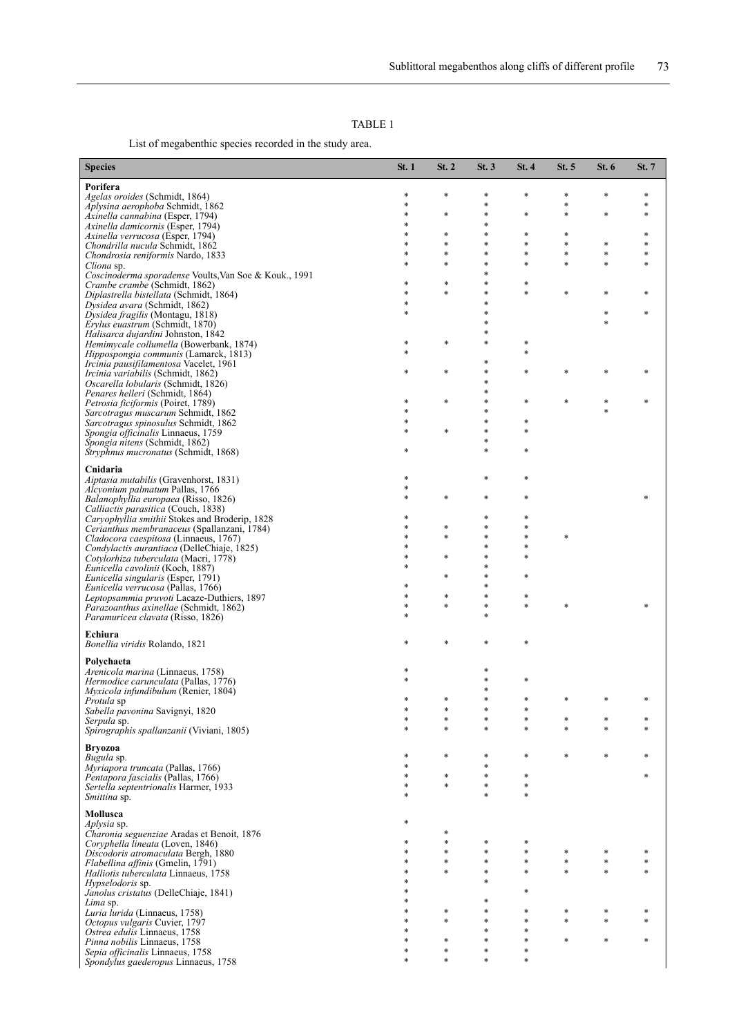TABLE 1

List of megabenthic species recorded in the study area.

| Species | St. 1 | St. 2 | St. 3 | St. 4 | St. 5 | St. 6 | St. 7 |
|---|---|---|---|---|---|---|---|
| **Porifera** | | | | | | | |
| *Agelas oroides* (Schmidt, 1864) | * | * | * | * | * | * | * |
| *Aplysina aerophoba* Schmidt, 1862 | * | | * | | * | | * |
| *Axinella cannabina* (Esper, 1794) | * | * | * | * | * | * | * |
| *Axinella damicornis* (Esper, 1794) | * | | * | | | | |
| *Axinella verrucosa* (Esper, 1794) | * | * | * | * | * | | * |
| *Chondrilla nucula* Schmidt, 1862 | * | * | * | * | * | * | * |
| *Chondrosia reniformis* Nardo, 1833 | * | * | * | * | * | * | * |
| *Cliona* sp. | * | * | * | * | * | * | * |
| *Coscinoderma sporadense* Voults,Van Soe & Kouk., 1991 | | | * | | | | |
| *Crambe crambe* (Schmidt, 1862) | * | * | * | * | | | |
| *Diplastrella bistellata* (Schmidt, 1864) | * | * | * | * | * | * | * |
| *Dysidea avara* (Schmidt, 1862) | * | | * | | | | |
| *Dysidea fragilis* (Montagu, 1818) | * | | * | | | * | * |
| *Erylus euastrum* (Schmidt, 1870) | | | * | | | * | |
| *Halisarca dujardini* Johnston, 1842 | | | * | | | | |
| *Hemimycale collumella* (Bowerbank, 1874) | * | * | * | * | | | |
| *Hippospongia communis* (Lamarck, 1813) | * | | | * | | | |
| *Ircinia pausifilamentosa* Vacelet, 1961 | | | * | | | | |
| *Ircinia variabilis* (Schmidt, 1862) | * | * | * | * | * | * | * |
| *Oscarella lobularis* (Schmidt, 1826) | | | * | | | | |
| *Penares helleri* (Schmidt, 1864) | | | * | | | | |
| *Petrosia ficiformis* (Poiret, 1789) | * | * | * | * | * | * | * |
| *Sarcotragus muscarum* Schmidt, 1862 | * | | * | | | * | |
| *Sarcotragus spinosulus* Schmidt, 1862 | * | | * | * | | | |
| *Spongia officinalis* Linnaeus, 1759 | * | * | * | * | | | |
| *Spongia nitens* (Schmidt, 1862) | | | * | | | | |
| *Stryphnus mucronatus* (Schmidt, 1868) | * | | * | * | | | |
| **Cnidaria** | | | | | | | |
| *Aiptasia mutabilis* (Gravenhorst, 1831) | * | | * | * | | | |
| *Alcyonium palmatum* Pallas, 1766 | * | | | | | | |
| *Balanophyllia europaea* (Risso, 1826) | * | * | * | * | | | * |
| *Calliactis parasitica* (Couch, 1838) | | | | | | | |
| *Caryophyllia smithii* Stokes and Broderip, 1828 | * | | * | * | | | |
| *Cerianthus membranaceus* (Spallanzani, 1784) | * | * | * | * | | | |
| *Cladocora caespitosa* (Linnaeus, 1767) | * | * | * | * | * | | |
| *Condylactis aurantiaca* (DelleChiaje, 1825) | * | | * | * | | | |
| *Cotylorhiza tuberculata* (Macri, 1778) | * | * | * | * | | | |
| *Eunicella cavolinii* (Koch, 1887) | * | | * | | | | |
| *Eunicella singularis* (Esper, 1791) | | * | * | * | | | |
| *Eunicella verrucosa* (Pallas, 1766) | * | | * | | | | |
| *Leptopsammia pruvoti* Lacaze-Duthiers, 1897 | * | * | * | * | | | |
| *Parazoanthus axinellae* (Schmidt, 1862) | * | * | * | * | * | | * |
| *Paramuricea clavata* (Risso, 1826) | * | | * | | | | |
| **Echiura** | | | | | | | |
| *Bonellia viridis* Rolando, 1821 | * | * | * | * | | | |
| **Polychaeta** | | | | | | | |
| *Arenicola marina* (Linnaeus, 1758) | * | | * | | | | |
| *Hermodice carunculata* (Pallas, 1776) | * | | * | * | | | |
| *Myxicola infundibulum* (Renier, 1804) | | | * | | | | |
| *Protula* sp | * | * | * | * | * | * | * |
| *Sabella pavonina* Savignyi, 1820 | * | * | * | * | | | |
| *Serpula* sp. | * | * | * | * | * | * | * |
| *Spirographis spallanzanii* (Viviani, 1805) | * | * | * | * | * | * | * |
| **Bryozoa** | | | | | | | |
| *Bugula* sp. | * | * | * | * | * | * | * |
| *Myriapora truncata* (Pallas, 1766) | * | | * | | | | |
| *Pentapora fascialis* (Pallas, 1766) | * | * | * | * | | | * |
| *Sertella septentrionalis* Harmer, 1933 | * | * | * | * | | | |
| *Smittina* sp. | * | | * | * | | | |
| **Mollusca** | | | | | | | |
| *Aplysia* sp. | * | | | | | | |
| *Charonia seguenziae* Aradas et Benoit, 1876 | | * | | | | | |
| *Coryphella lineata* (Loven, 1846) | * | * | * | * | | | |
| *Discodoris atromaculata* Bergh, 1880 | * | * | * | * | * | * | * |
| *Flabellina affinis* (Gmelin, 1791) | * | * | * | * | * | * | * |
| *Halliotis tuberculata* Linnaeus, 1758 | * | * | * | * | * | * | * |
| *Hypselodoris* sp. | * | | * | | | | |
| *Janolus cristatus* (DelleChiaje, 1841) | * | | | * | | | |
| *Lima* sp. | * | | * | | | | |
| *Luria lurida* (Linnaeus, 1758) | * | * | * | * | * | * | * |
| *Octopus vulgaris* Cuvier, 1797 | * | * | * | * | * | * | * |
| *Ostrea edulis* Linnaeus, 1758 | * | | * | * | | | |
| *Pinna nobilis* Linnaeus, 1758 | * | * | * | * | * | * | * |
| *Sepia officinalis* Linnaeus, 1758 | * | * | * | * | | | |
| *Spondylus gaederopus* Linnaeus, 1758 | * | * | * | * | | | |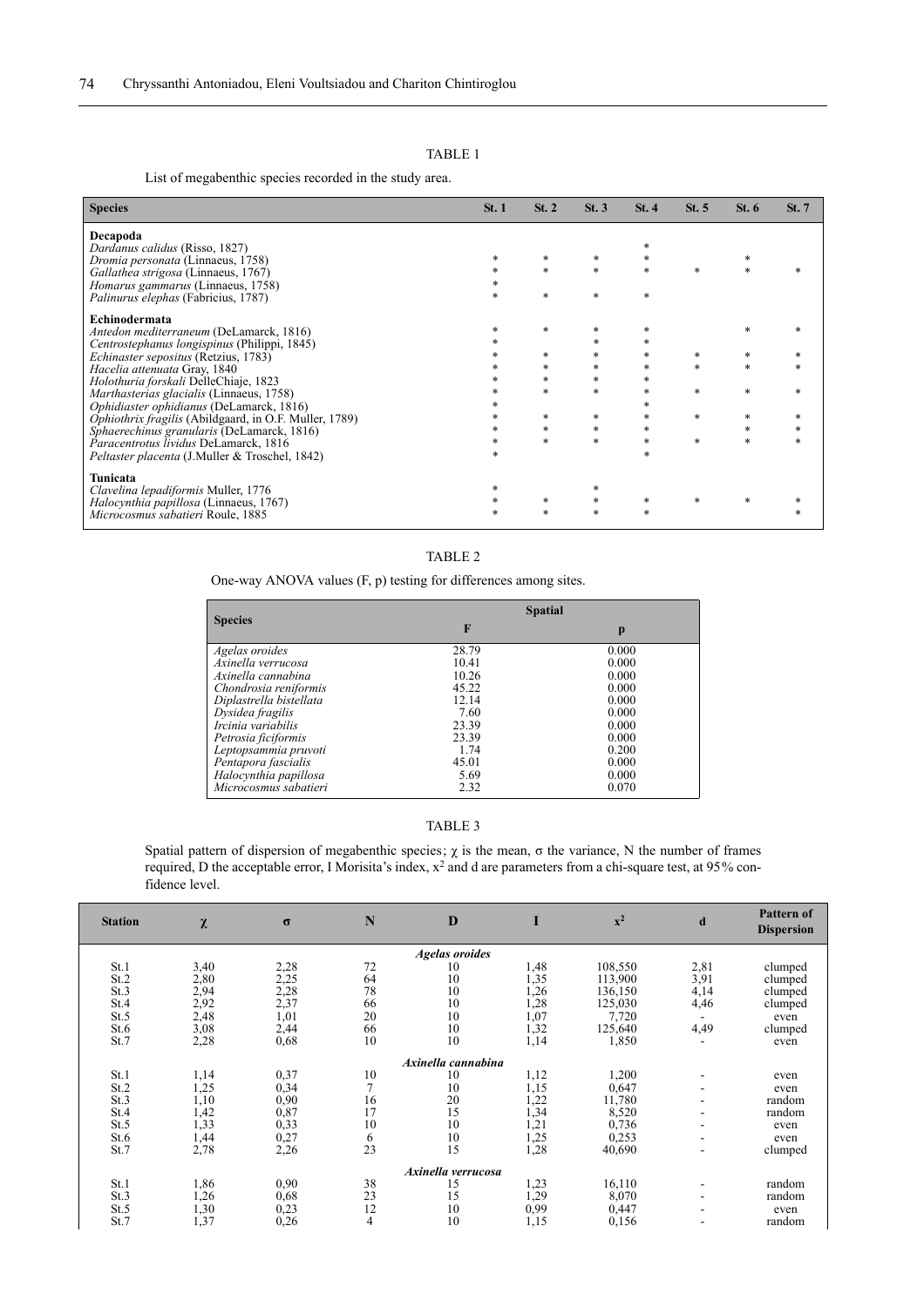TABLE 1

List of megabenthic species recorded in the study area.

| Species | St. 1 | St. 2 | St. 3 | St. 4 | St. 5 | St. 6 | St. 7 |
|---|---|---|---|---|---|---|---|
| **Decapoda** | | | | | | | |
| *Dardanus calidus* (Risso, 1827) | | | | * | | | |
| *Dromia personata* (Linnaeus, 1758) | * | * | * | * | | * | |
| *Gallathea strigosa* (Linnaeus, 1767) | * | * | * | * | * | * | * |
| *Homarus gammarus* (Linnaeus, 1758) | * | | | | | | |
| *Palinurus elephas* (Fabricius, 1787) | * | * | * | * | | | |
| **Echinodermata** | | | | | | | |
| *Antedon mediterraneum* (DeLamarck, 1816) | * | * | * | * | | * | * |
| *Centrostephanus longispinus* (Philippi, 1845) | * | | * | * | | | |
| *Echinaster sepositus* (Retzius, 1783) | * | * | * | * | * | * | * |
| *Hacelia attenuata* Gray, 1840 | * | * | * | * | * | * | * |
| *Holothuria forskali* DelleChiaje, 1823 | * | * | * | * | | | |
| *Marthasterias glacialis* (Linnaeus, 1758) | * | * | * | * | * | * | * |
| *Ophidiaster ophidianus* (DeLamarck, 1816) | * | | | * | | | |
| *Ophiothrix fragilis* (Abildgaard, in O.F. Muller, 1789) | * | * | * | * | * | * | * |
| *Sphaerechinus granularis* (DeLamarck, 1816) | * | * | * | * | | * | * |
| *Paracentrotus lividus* DeLamarck, 1816 | * | * | * | * | * | * | * |
| *Peltaster placenta* (J.Muller & Troschel, 1842) | * | | | * | | | |
| **Tunicata** | | | | | | | |
| *Clavelina lepadiformis* Muller, 1776 | * | | * | | | | |
| *Halocynthia papillosa* (Linnaeus, 1767) | * | * | * | * | * | * | * |
| *Microcosmus sabatieri* Roule, 1885 | * | * | * | * | | | * |

TABLE 2

One-way ANOVA values (F, p) testing for differences among sites.

| Species | Spatial | |
|---|---|---|
| | F | p |
| *Agelas oroides* | 28.79 | 0.000 |
| *Axinella verrucosa* | 10.41 | 0.000 |
| *Axinella cannabina* | 10.26 | 0.000 |
| *Chondrosia reniformis* | 45.22 | 0.000 |
| *Diplastrella bistellata* | 12.14 | 0.000 |
| *Dysidea fragilis* | 7.60 | 0.000 |
| *Ircinia variabilis* | 23.39 | 0.000 |
| *Petrosia ficiformis* | 23.39 | 0.000 |
| *Leptopsammia pruvoti* | 1.74 | 0.200 |
| *Pentapora fascialis* | 45.01 | 0.000 |
| *Halocynthia papillosa* | 5.69 | 0.000 |
| *Microcosmus sabatieri* | 2.32 | 0.070 |

TABLE 3

Spatial pattern of dispersion of megabenthic species; χ is the mean, σ the variance, N the number of frames required, D the acceptable error, I Morisita's index, $x^2$ and d are parameters from a chi-square test, at 95% confidence level.

| Station | χ | σ | N | D | I | $x^2$ | d | Pattern of Dispersion |
|---|---|---|---|---|---|---|---|---|
| | | | | *Agelas oroides* | | | | |
| St.1 | 3,40 | 2,28 | 72 | 10 | 1,48 | 108,550 | 2,81 | clumped |
| St.2 | 2,80 | 2,25 | 64 | 10 | 1,35 | 113,900 | 3,91 | clumped |
| St.3 | 2,94 | 2,28 | 78 | 10 | 1,26 | 136,150 | 4,14 | clumped |
| St.4 | 2,92 | 2,37 | 66 | 10 | 1,28 | 125,030 | 4,46 | clumped |
| St.5 | 2,48 | 1,01 | 20 | 10 | 1,07 | 7,720 | - | even |
| St.6 | 3,08 | 2,44 | 66 | 10 | 1,32 | 125,640 | 4,49 | clumped |
| St.7 | 2,28 | 0,68 | 10 | 10 | 1,14 | 1,850 | - | even |
| | | | | *Axinella cannabina* | | | | |
| St.1 | 1,14 | 0,37 | 10 | 10 | 1,12 | 1,200 | - | even |
| St.2 | 1,25 | 0,34 | 7 | 10 | 1,15 | 0,647 | - | even |
| St.3 | 1,10 | 0,90 | 16 | 20 | 1,22 | 11,780 | - | random |
| St.4 | 1,42 | 0,87 | 17 | 15 | 1,34 | 8,520 | - | random |
| St.5 | 1,33 | 0,33 | 10 | 10 | 1,21 | 0,736 | - | even |
| St.6 | 1,44 | 0,27 | 6 | 10 | 1,25 | 0,253 | - | even |
| St.7 | 2,78 | 2,26 | 23 | 15 | 1,28 | 40,690 | - | clumped |
| | | | | *Axinella verrucosa* | | | | |
| St.1 | 1,86 | 0,90 | 38 | 15 | 1,23 | 16,110 | - | random |
| St.3 | 1,26 | 0,68 | 23 | 15 | 1,29 | 8,070 | - | random |
| St.5 | 1,30 | 0,23 | 12 | 10 | 0,99 | 0,447 | - | even |
| St.7 | 1,37 | 0,26 | 4 | 10 | 1,15 | 0,156 | - | random |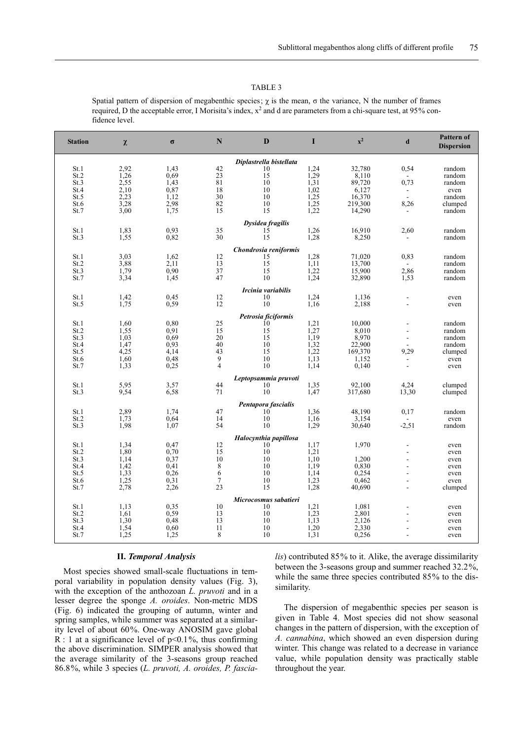TABLE 3

Spatial pattern of dispersion of megabenthic species; χ is the mean, σ the variance, N the number of frames required, D the acceptable error, I Morisita's index, $x^2$ and d are parameters from a chi-square test, at 95% confidence level.

| Station | χ | σ | N | D | I | $x^2$ | d | Pattern of Dispersion |
|---|---|---|---|---|---|---|---|---|
| | | | | ***Diplastrella bistellata*** | | | | |
| St.1 | 2,92 | 1,43 | 42 | 10 | 1,24 | 32,780 | 0,54 | random |
| St.2 | 1,26 | 0,69 | 23 | 15 | 1,29 | 8,110 | - | random |
| St.3 | 2,55 | 1,43 | 81 | 10 | 1,31 | 89,720 | 0,73 | random |
| St.4 | 2,10 | 0,87 | 18 | 10 | 1,02 | 6,127 | - | even |
| St.5 | 2,23 | 1,12 | 30 | 10 | 1,25 | 16,370 | - | random |
| St.6 | 3,28 | 2,98 | 82 | 10 | 1,25 | 219,300 | 8,26 | clumped |
| St.7 | 3,00 | 1,75 | 15 | 15 | 1,22 | 14,290 | - | random |
| | | | | ***Dysidea fragilis*** | | | | |
| St.1 | 1,83 | 0,93 | 35 | 15 | 1,26 | 16,910 | 2,60 | random |
| St.3 | 1,55 | 0,82 | 30 | 15 | 1,28 | 8,250 | - | random |
| | | | | ***Chondrosia reniformis*** | | | | |
| St.1 | 3,03 | 1,62 | 12 | 15 | 1,28 | 71,020 | 0,83 | random |
| St.2 | 3,88 | 2,11 | 13 | 15 | 1,11 | 13,700 | - | random |
| St.3 | 1,79 | 0,90 | 37 | 15 | 1,22 | 15,900 | 2,86 | random |
| St.7 | 3,34 | 1,45 | 47 | 10 | 1,24 | 32,890 | 1,53 | random |
| | | | | ***Ircinia variabilis*** | | | | |
| St.1 | 1,42 | 0,45 | 12 | 10 | 1,24 | 1,136 | - | even |
| St.5 | 1,75 | 0,59 | 12 | 10 | 1,16 | 2,188 | - | even |
| | | | | ***Petrosia ficiformis*** | | | | |
| St.1 | 1,60 | 0,80 | 25 | 10 | 1,21 | 10,000 | - | random |
| St.2 | 1,55 | 0,91 | 15 | 15 | 1,27 | 8,010 | - | random |
| St.3 | 1,03 | 0,69 | 20 | 15 | 1,19 | 8,970 | - | random |
| St.4 | 1,47 | 0,93 | 40 | 10 | 1,32 | 22,900 | - | random |
| St.5 | 4,25 | 4,14 | 43 | 15 | 1,22 | 169,370 | 9,29 | clumped |
| St.6 | 1,60 | 0,48 | 9 | 10 | 1,13 | 1,152 | - | even |
| St.7 | 1,33 | 0,25 | 4 | 10 | 1,14 | 0,140 | - | even |
| | | | | ***Leptopsammia pruvoti*** | | | | |
| St.1 | 5,95 | 3,57 | 44 | 10 | 1,35 | 92,100 | 4,24 | clumped |
| St.3 | 9,54 | 6,58 | 71 | 10 | 1,47 | 317,680 | 13,30 | clumped |
| | | | | ***Pentapora fascialis*** | | | | |
| St.1 | 2,89 | 1,74 | 47 | 10 | 1,36 | 48,190 | 0,17 | random |
| St.2 | 1,73 | 0,64 | 14 | 10 | 1,16 | 3,154 | - | even |
| St.3 | 1,98 | 1,07 | 54 | 10 | 1,29 | 30,640 | -2,51 | random |
| | | | | ***Halocynthia papillosa*** | | | | |
| St.1 | 1,34 | 0,47 | 12 | 10 | 1,17 | 1,970 | - | even |
| St.2 | 1,80 | 0,70 | 15 | 10 | 1,21 | | - | even |
| St.3 | 1,14 | 0,37 | 10 | 10 | 1,10 | 1,200 | - | even |
| St.4 | 1,42 | 0,41 | 8 | 10 | 1,19 | 0,830 | - | even |
| St.5 | 1,33 | 0,26 | 6 | 10 | 1,14 | 0,254 | - | even |
| St.6 | 1,25 | 0,31 | 7 | 10 | 1,23 | 0,462 | - | even |
| St.7 | 2,78 | 2,26 | 23 | 15 | 1,28 | 40,690 | - | clumped |
| | | | | ***Microcosmus sabatieri*** | | | | |
| St.1 | 1,13 | 0,35 | 10 | 10 | 1,21 | 1,081 | - | even |
| St.2 | 1,61 | 0,59 | 13 | 10 | 1,23 | 2,801 | - | even |
| St.3 | 1,30 | 0,48 | 13 | 10 | 1,13 | 2,126 | - | even |
| St.4 | 1,54 | 0,60 | 11 | 10 | 1,20 | 2,330 | - | even |
| St.7 | 1,25 | 1,25 | 8 | 10 | 1,31 | 0,256 | - | even |

### II. *Temporal Analysis*

Most species showed small-scale fluctuations in temporal variability in population density values (Fig. 3), with the exception of the anthozoan *L. pruvoti* and in a lesser degree the sponge *A. oroides*. Non-metric MDS (Fig. 6) indicated the grouping of autumn, winter and spring samples, while summer was separated at a similarity level of about 60%. One-way ANOSIM gave global R : 1 at a significance level of $p<0.1\%$, thus confirming the above discrimination. SIMPER analysis showed that the average similarity of the 3-seasons group reached 86.8%, while 3 species (*L. pruvoti, A. oroides, P. fascialis*) contributed 85% to it. Alike, the average dissimilarity between the 3-seasons group and summer reached 32.2%, while the same three species contributed 85% to the dissimilarity.

The dispersion of megabenthic species per season is given in Table 4. Most species did not show seasonal changes in the pattern of dispersion, with the exception of *A. cannabina*, which showed an even dispersion during winter. This change was related to a decrease in variance value, while population density was practically stable throughout the year.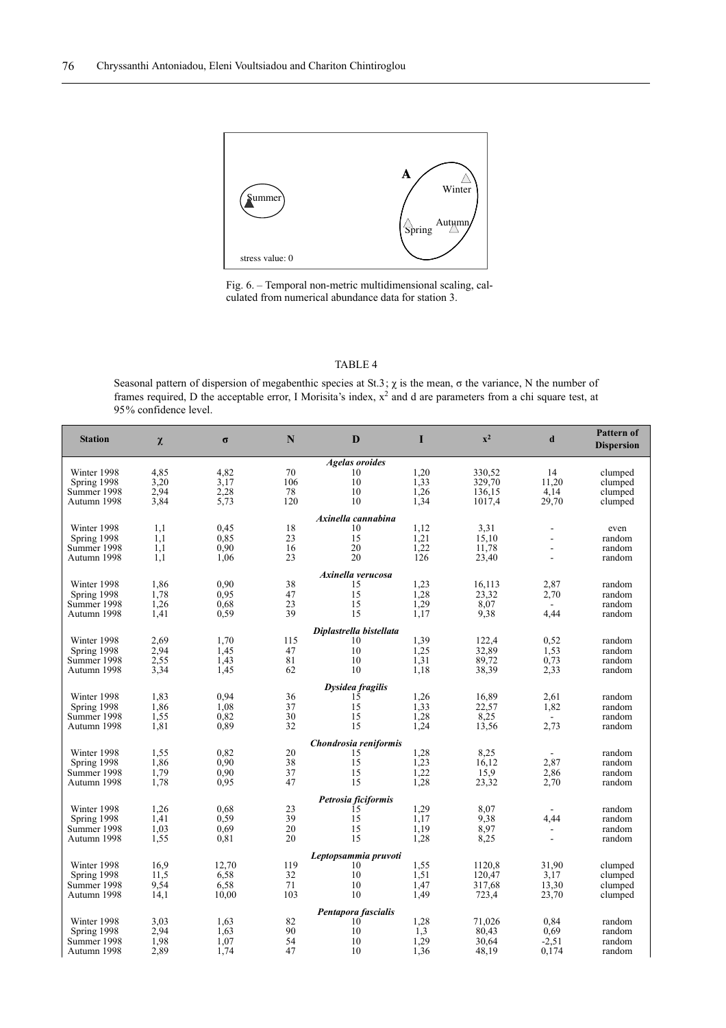Fig. 6. – Temporal non-metric multidimensional scaling, calculated from numerical abundance data for station 3.

TABLE 4

Seasonal pattern of dispersion of megabenthic species at St.3; χ is the mean, σ the variance, N the number of frames required, D the acceptable error, I Morisita's index, $x^2$ and d are parameters from a chi square test, at 95% confidence level.

| Station | χ | σ | N | D | I | $x^2$ | d | Pattern of Dispersion |
|---|---|---|---|---|---|---|---|---|
| | | | | *Agelas oroides* | | | | |
| Winter 1998 | 4,85 | 4,82 | 70 | 10 | 1,20 | 330,52 | 14 | clumped |
| Spring 1998 | 3,20 | 3,17 | 106 | 10 | 1,33 | 329,70 | 11,20 | clumped |
| Summer 1998 | 2,94 | 2,28 | 78 | 10 | 1,26 | 136,15 | 4,14 | clumped |
| Autumn 1998 | 3,84 | 5,73 | 120 | 10 | 1,34 | 1017,4 | 29,70 | clumped |
| | | | | *Axinella cannabina* | | | | |
| Winter 1998 | 1,1 | 0,45 | 18 | 10 | 1,12 | 3,31 | - | even |
| Spring 1998 | 1,1 | 0,85 | 23 | 15 | 1,21 | 15,10 | - | random |
| Summer 1998 | 1,1 | 0,90 | 16 | 20 | 1,22 | 11,78 | - | random |
| Autumn 1998 | 1,1 | 1,06 | 23 | 20 | 126 | 23,40 | - | random |
| | | | | *Axinella verucosa* | | | | |
| Winter 1998 | 1,86 | 0,90 | 38 | 15 | 1,23 | 16,113 | 2,87 | random |
| Spring 1998 | 1,78 | 0,95 | 47 | 15 | 1,28 | 23,32 | 2,70 | random |
| Summer 1998 | 1,26 | 0,68 | 23 | 15 | 1,29 | 8,07 | - | random |
| Autumn 1998 | 1,41 | 0,59 | 39 | 15 | 1,17 | 9,38 | 4,44 | random |
| | | | | *Diplastrella bistellata* | | | | |
| Winter 1998 | 2,69 | 1,70 | 115 | 10 | 1,39 | 122,4 | 0,52 | random |
| Spring 1998 | 2,94 | 1,45 | 47 | 10 | 1,25 | 32,89 | 1,53 | random |
| Summer 1998 | 2,55 | 1,43 | 81 | 10 | 1,31 | 89,72 | 0,73 | random |
| Autumn 1998 | 3,34 | 1,45 | 62 | 10 | 1,18 | 38,39 | 2,33 | random |
| | | | | *Dysidea fragilis* | | | | |
| Winter 1998 | 1,83 | 0,94 | 36 | 15 | 1,26 | 16,89 | 2,61 | random |
| Spring 1998 | 1,86 | 1,08 | 37 | 15 | 1,33 | 22,57 | 1,82 | random |
| Summer 1998 | 1,55 | 0,82 | 30 | 15 | 1,28 | 8,25 | - | random |
| Autumn 1998 | 1,81 | 0,89 | 32 | 15 | 1,24 | 13,56 | 2,73 | random |
| | | | | *Chondrosia reniformis* | | | | |
| Winter 1998 | 1,55 | 0,82 | 20 | 15 | 1,28 | 8,25 | - | random |
| Spring 1998 | 1,86 | 0,90 | 38 | 15 | 1,23 | 16,12 | 2,87 | random |
| Summer 1998 | 1,79 | 0,90 | 37 | 15 | 1,22 | 15,9 | 2,86 | random |
| Autumn 1998 | 1,78 | 0,95 | 47 | 15 | 1,28 | 23,32 | 2,70 | random |
| | | | | *Petrosia ficiformis* | | | | |
| Winter 1998 | 1,26 | 0,68 | 23 | 15 | 1,29 | 8,07 | - | random |
| Spring 1998 | 1,41 | 0,59 | 39 | 15 | 1,17 | 9,38 | 4,44 | random |
| Summer 1998 | 1,03 | 0,69 | 20 | 15 | 1,19 | 8,97 | - | random |
| Autumn 1998 | 1,55 | 0,81 | 20 | 15 | 1,28 | 8,25 | - | random |
| | | | | *Leptopsammia pruvoti* | | | | |
| Winter 1998 | 16,9 | 12,70 | 119 | 10 | 1,55 | 1120,8 | 31,90 | clumped |
| Spring 1998 | 11,5 | 6,58 | 32 | 10 | 1,51 | 120,47 | 3,17 | clumped |
| Summer 1998 | 9,54 | 6,58 | 71 | 10 | 1,47 | 317,68 | 13,30 | clumped |
| Autumn 1998 | 14,1 | 10,00 | 103 | 10 | 1,49 | 723,4 | 23,70 | clumped |
| | | | | *Pentapora fascialis* | | | | |
| Winter 1998 | 3,03 | 1,63 | 82 | 10 | 1,28 | 71,026 | 0,84 | random |
| Spring 1998 | 2,94 | 1,63 | 90 | 10 | 1,3 | 80,43 | 0,69 | random |
| Summer 1998 | 1,98 | 1,07 | 54 | 10 | 1,29 | 30,64 | -2,51 | random |
| Autumn 1998 | 2,89 | 1,74 | 47 | 10 | 1,36 | 48,19 | 0,174 | random |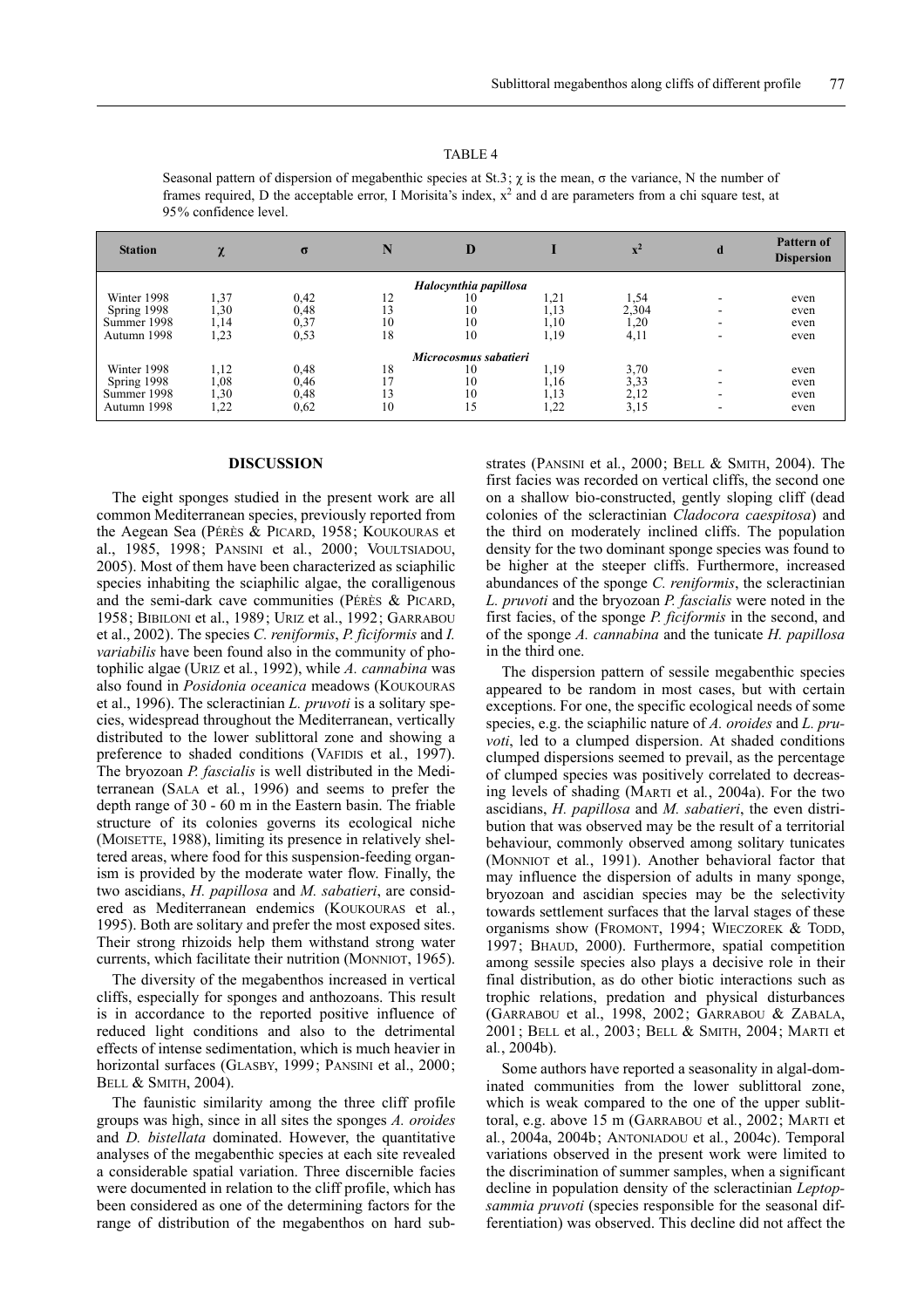TABLE 4

Seasonal pattern of dispersion of megabenthic species at St.3; χ is the mean, σ the variance, N the number of frames required, D the acceptable error, I Morisita's index, $x^2$ and d are parameters from a chi square test, at 95% confidence level.

| Station | χ | σ | N | D | I | $x^2$ | d | Pattern of Dispersion |
|---|---|---|---|---|---|---|---|---|
| | | | | *Halocynthia papillosa* | | | | |
| Winter 1998 | 1,37 | 0,42 | 12 | 10 | 1,21 | 1,54 | - | even |
| Spring 1998 | 1,30 | 0,48 | 13 | 10 | 1,13 | 2,304 | - | even |
| Summer 1998 | 1,14 | 0,37 | 10 | 10 | 1,10 | 1,20 | - | even |
| Autumn 1998 | 1,23 | 0,53 | 18 | 10 | 1,19 | 4,11 | - | even |
| | | | | *Microcosmus sabatieri* | | | | |
| Winter 1998 | 1,12 | 0,48 | 18 | 10 | 1,19 | 3,70 | - | even |
| Spring 1998 | 1,08 | 0,46 | 17 | 10 | 1,16 | 3,33 | - | even |
| Summer 1998 | 1,30 | 0,48 | 13 | 10 | 1,13 | 2,12 | - | even |
| Autumn 1998 | 1,22 | 0,62 | 10 | 15 | 1,22 | 3,15 | - | even |

## DISCUSSION

The eight sponges studied in the present work are all common Mediterranean species, previously reported from the Aegean Sea (PÉRÈS & PICARD, 1958; KOUKOURAS et al., 1985, 1998; PANSINI et al., 2000; VOULTSIADOU, 2005). Most of them have been characterized as sciaphilic species inhabiting the sciaphilic algae, the coralligenous and the semi-dark cave communities (PÉRÈS & PICARD, 1958; BIBILONI et al., 1989; URIZ et al., 1992; GARRABOU et al., 2002). The species *C. reniformis*, *P. ficiformis* and *I. variabilis* have been found also in the community of photophilic algae (URIZ et al., 1992), while *A. cannabina* was also found in *Posidonia oceanica* meadows (KOUKOURAS et al., 1996). The scleractinian *L. pruvoti* is a solitary species, widespread throughout the Mediterranean, vertically distributed to the lower sublittoral zone and showing a preference to shaded conditions (VAFIDIS et al., 1997). The bryozoan *P. fascialis* is well distributed in the Mediterranean (SALA et al., 1996) and seems to prefer the depth range of 30 - 60 m in the Eastern basin. The friable structure of its colonies governs its ecological niche (MOISETTE, 1988), limiting its presence in relatively sheltered areas, where food for this suspension-feeding organism is provided by the moderate water flow. Finally, the two ascidians, *H. papillosa* and *M. sabatieri*, are considered as Mediterranean endemics (KOUKOURAS et al., 1995). Both are solitary and prefer the most exposed sites. Their strong rhizoids help them withstand strong water currents, which facilitate their nutrition (MONNIOT, 1965).

The diversity of the megabenthos increased in vertical cliffs, especially for sponges and anthozoans. This result is in accordance to the reported positive influence of reduced light conditions and also to the detrimental effects of intense sedimentation, which is much heavier in horizontal surfaces (GLASBY, 1999; PANSINI et al., 2000; BELL & SMITH, 2004).

The faunistic similarity among the three cliff profile groups was high, since in all sites the sponges *A. oroides* and *D. bistellata* dominated. However, the quantitative analyses of the megabenthic species at each site revealed a considerable spatial variation. Three discernible facies were documented in relation to the cliff profile, which has been considered as one of the determining factors for the range of distribution of the megabenthos on hard substrates (PANSINI et al., 2000; BELL & SMITH, 2004). The first facies was recorded on vertical cliffs, the second one on a shallow bio-constructed, gently sloping cliff (dead colonies of the scleractinian *Cladocora caespitosa*) and the third on moderately inclined cliffs. The population density for the two dominant sponge species was found to be higher at the steeper cliffs. Furthermore, increased abundances of the sponge *C. reniformis*, the scleractinian *L. pruvoti* and the bryozoan *P. fascialis* were noted in the first facies, of the sponge *P. ficiformis* in the second, and of the sponge *A. cannabina* and the tunicate *H. papillosa* in the third one.

The dispersion pattern of sessile megabenthic species appeared to be random in most cases, but with certain exceptions. For one, the specific ecological needs of some species, e.g. the sciaphilic nature of *A. oroides* and *L. pruvoti*, led to a clumped dispersion. At shaded conditions clumped dispersions seemed to prevail, as the percentage of clumped species was positively correlated to decreasing levels of shading (MARTI et al., 2004a). For the two ascidians, *H. papillosa* and *M. sabatieri*, the even distribution that was observed may be the result of a territorial behaviour, commonly observed among solitary tunicates (MONNIOT et al., 1991). Another behavioral factor that may influence the dispersion of adults in many sponge, bryozoan and ascidian species may be the selectivity towards settlement surfaces that the larval stages of these organisms show (FROMONT, 1994; WIECZOREK & TODD, 1997; BHAUD, 2000). Furthermore, spatial competition among sessile species also plays a decisive role in their final distribution, as do other biotic interactions such as trophic relations, predation and physical disturbances (GARRABOU et al., 1998, 2002; GARRABOU & ZABALA, 2001; BELL et al., 2003; BELL & SMITH, 2004; MARTI et al., 2004b).

Some authors have reported a seasonality in algal-dominated communities from the lower sublittoral zone, which is weak compared to the one of the upper sublittoral, e.g. above 15 m (GARRABOU et al., 2002; MARTI et al., 2004a, 2004b; ANTONIADOU et al., 2004c). Temporal variations observed in the present work were limited to the discrimination of summer samples, when a significant decline in population density of the scleractinian *Leptopsammia pruvoti* (species responsible for the seasonal differentiation) was observed. This decline did not affect the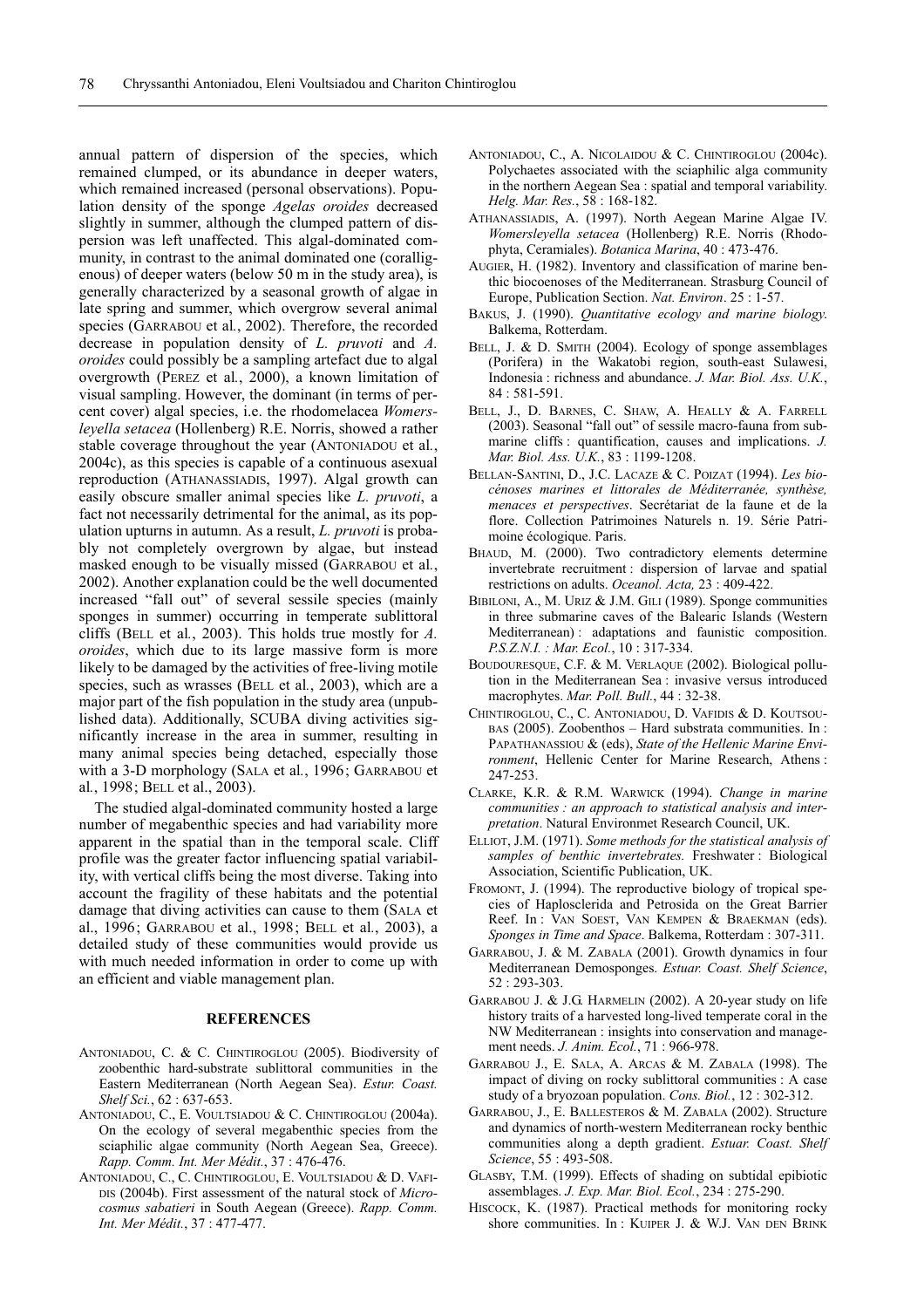annual pattern of dispersion of the species, which remained clumped, or its abundance in deeper waters, which remained increased (personal observations). Population density of the sponge *Agelas oroides* decreased slightly in summer, although the clumped pattern of dispersion was left unaffected. This algal-dominated community, in contrast to the animal dominated one (coralligenous) of deeper waters (below 50 m in the study area), is generally characterized by a seasonal growth of algae in late spring and summer, which overgrow several animal species (Garrabou et al., 2002). Therefore, the recorded decrease in population density of *L. pruvoti* and *A. oroides* could possibly be a sampling artefact due to algal overgrowth (Perez et al., 2000), a known limitation of visual sampling. However, the dominant (in terms of percent cover) algal species, i.e. the rhodomelacea *Womersleyella setacea* (Hollenberg) R.E. Norris, showed a rather stable coverage throughout the year (Antoniadou et al., 2004c), as this species is capable of a continuous asexual reproduction (Athanassiadis, 1997). Algal growth can easily obscure smaller animal species like *L. pruvoti*, a fact not necessarily detrimental for the animal, as its population upturns in autumn. As a result, *L. pruvoti* is probably not completely overgrown by algae, but instead masked enough to be visually missed (Garrabou et al., 2002). Another explanation could be the well documented increased "fall out" of several sessile species (mainly sponges in summer) occurring in temperate sublittoral cliffs (Bell et al., 2003). This holds true mostly for *A. oroides*, which due to its large massive form is more likely to be damaged by the activities of free-living motile species, such as wrasses (Bell et al., 2003), which are a major part of the fish population in the study area (unpublished data). Additionally, SCUBA diving activities significantly increase in the area in summer, resulting in many animal species being detached, especially those with a 3-D morphology (Sala et al., 1996; Garrabou et al., 1998; Bell et al., 2003).

The studied algal-dominated community hosted a large number of megabenthic species and had variability more apparent in the spatial than in the temporal scale. Cliff profile was the greater factor influencing spatial variability, with vertical cliffs being the most diverse. Taking into account the fragility of these habitats and the potential damage that diving activities can cause to them (Sala et al., 1996; Garrabou et al., 1998; Bell et al., 2003), a detailed study of these communities would provide us with much needed information in order to come up with an efficient and viable management plan.

## REFERENCES

Antoniadou, C. & C. Chintiroglou (2005). Biodiversity of zoobenthic hard-substrate sublittoral communities in the Eastern Mediterranean (North Aegean Sea). *Estur. Coast. Shelf Sci.*, 62 : 637-653.

Antoniadou, C., E. Voultsiadou & C. Chintiroglou (2004a). On the ecology of several megabenthic species from the sciaphilic algae community (North Aegean Sea, Greece). *Rapp. Comm. Int. Mer Médit.*, 37 : 476-476.

Antoniadou, C., C. Chintiroglou, E. Voultsiadou & D. Vafidis (2004b). First assessment of the natural stock of *Microcosmus sabatieri* in South Aegean (Greece). *Rapp. Comm. Int. Mer Médit.*, 37 : 477-477.

Antoniadou, C., A. Nicolaidou & C. Chintiroglou (2004c). Polychaetes associated with the sciaphilic alga community in the northern Aegean Sea : spatial and temporal variability. *Helg. Mar. Res.*, 58 : 168-182.

Athanassiadis, A. (1997). North Aegean Marine Algae IV. *Womersleyella setacea* (Hollenberg) R.E. Norris (Rhodophyta, Ceramiales). *Botanica Marina*, 40 : 473-476.

Augier, H. (1982). Inventory and classification of marine benthic biocoenoses of the Mediterranean. Strasburg Council of Europe, Publication Section. *Nat. Environ*. 25 : 1-57.

Bakus, J. (1990). *Quantitative ecology and marine biology.* Balkema, Rotterdam.

Bell, J. & D. Smith (2004). Ecology of sponge assemblages (Porifera) in the Wakatobi region, south-east Sulawesi, Indonesia : richness and abundance. *J. Mar. Biol. Ass. U.K.*, 84 : 581-591.

Bell, J., D. Barnes, C. Shaw, A. Heally & A. Farrell (2003). Seasonal "fall out" of sessile macro-fauna from submarine cliffs : quantification, causes and implications. *J. Mar. Biol. Ass. U.K.*, 83 : 1199-1208.

Bellan-Santini, D., J.C. Lacaze & C. Poizat (1994). *Les biocénoses marines et littorales de Méditerranée, synthèse, menaces et perspectives*. Secrétariat de la faune et de la flore. Collection Patrimoines Naturels n. 19. Série Patrimoine écologique. Paris.

Bhaud, M. (2000). Two contradictory elements determine invertebrate recruitment : dispersion of larvae and spatial restrictions on adults. *Oceanol. Acta,* 23 : 409-422.

Bibiloni, A., M. Uriz & J.M. Gili (1989). Sponge communities in three submarine caves of the Balearic Islands (Western Mediterranean) : adaptations and faunistic composition. *P.S.Z.N.I. : Mar. Ecol.*, 10 : 317-334.

Boudouresque, C.F. & M. Verlaque (2002). Biological pollution in the Mediterranean Sea : invasive versus introduced macrophytes. *Mar. Poll. Bull.*, 44 : 32-38.

Chintiroglou, C., C. Antoniadou, D. Vafidis & D. Koutsoubas (2005). Zoobenthos – Hard substrata communities. In : Papathanassiou & (eds), *State of the Hellenic Marine Environment*, Hellenic Center for Marine Research, Athens : 247-253.

Clarke, K.R. & R.M. Warwick (1994). *Change in marine communities : an approach to statistical analysis and interpretation*. Natural Environmet Research Council, UK.

Elliot, J.M. (1971). *Some methods for the statistical analysis of samples of benthic invertebrates.* Freshwater : Biological Association, Scientific Publication, UK.

Fromont, J. (1994). The reproductive biology of tropical species of Haplosclerida and Petrosida on the Great Barrier Reef. In : Van Soest, Van Kempen & Braekman (eds). *Sponges in Time and Space*. Balkema, Rotterdam : 307-311.

Garrabou, J. & M. Zabala (2001). Growth dynamics in four Mediterranean Demosponges. *Estuar. Coast. Shelf Science*, 52 : 293-303.

Garrabou J. & J.G. Harmelin (2002). A 20-year study on life history traits of a harvested long-lived temperate coral in the NW Mediterranean : insights into conservation and management needs. *J. Anim. Ecol.*, 71 : 966-978.

Garrabou J., E. Sala, A. Arcas & M. Zabala (1998). The impact of diving on rocky sublittoral communities : A case study of a bryozoan population. *Cons. Biol.*, 12 : 302-312.

Garrabou, J., E. Ballesteros & M. Zabala (2002). Structure and dynamics of north-western Mediterranean rocky benthic communities along a depth gradient. *Estuar. Coast. Shelf Science*, 55 : 493-508.

Glasby, T.M. (1999). Effects of shading on subtidal epibiotic assemblages. *J. Exp. Mar. Biol. Ecol.*, 234 : 275-290.

Hiscock, K. (1987). Practical methods for monitoring rocky shore communities. In : Kuiper J. & W.J. Van den Brink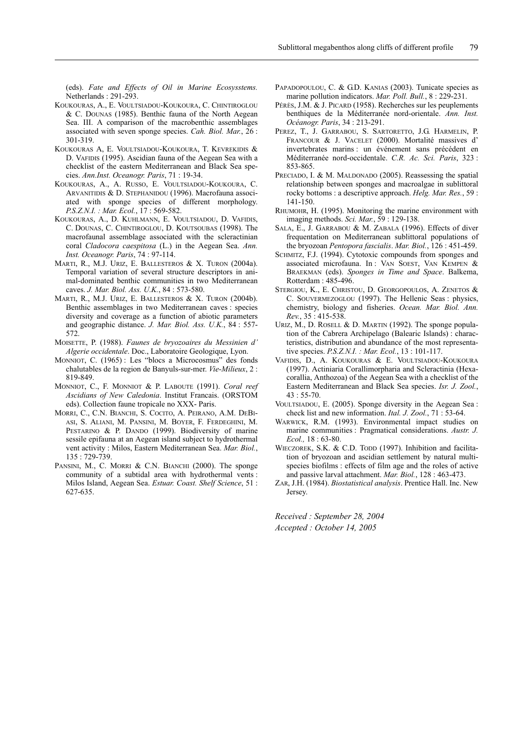(eds). *Fate and Effects of Oil in Marine Ecosysstems.* Netherlands : 291-293.

KOUKOURAS, A., E. VOULTSIADOU-KOUKOURA, C. CHINTIROGLOU & C. DOUNAS (1985). Benthic fauna of the North Aegean Sea. III. A comparison of the macrobenthic assemblages associated with seven sponge species. *Cah. Biol. Mar.*, 26 : 301-319.

KOUKOURAS A, E. VOULTSIADOU-KOUKOURA, T. KEVREKIDIS & D. VAFIDIS (1995). Ascidian fauna of the Aegean Sea with a checklist of the eastern Mediterranean and Black Sea species. *Ann.Inst. Oceanogr. Paris*, 71 : 19-34.

KOUKOURAS, A., A. RUSSO, E. VOULTSIADOU-KOUKOURA, C. ARVANITIDIS & D. STEPHANIDOU (1996). Macrofauna associated with sponge species of different morphology. *P.S.Z.N.I. : Mar. Ecol.*, 17 : 569-582.

KOUKOURAS, A., D. KUHLMANN, E. VOULTSIADOU, D. VAFIDIS, C. DOUNAS, C. CHINTIROGLOU, D. KOUTSOUBAS (1998). The macrofaunal assemblage associated with the scleractinian coral *Cladocora caespitosa* (L.) in the Aegean Sea. *Ann. Inst. Oceanogr. Paris*, 74 : 97-114.

MARTI, R., M.J. URIZ, E. BALLESTEROS & X. TURON (2004a). Temporal variation of several structure descriptors in animal-dominated benthic communities in two Mediterranean caves. *J. Mar. Biol. Ass. U.K.*, 84 : 573-580.

MARTI, R., M.J. URIZ, E. BALLESTEROS & X. TURON (2004b). Benthic assemblages in two Mediterranean caves : species diversity and coverage as a function of abiotic parameters and geographic distance. *J. Mar. Biol. Ass. U.K.*, 84 : 557-572.

MOISETTE, P. (1988). *Faunes de bryozoaires du Messinien d' Algerie occidentale*. Doc., Laboratoire Geologique, Lyon.

MONNIOT, C. (1965) : Les "blocs a Microcosmus" des fonds chalutables de la region de Banyuls-sur-mer. *Vie-Milieux*, 2 : 819-849.

MONNIOT, C., F. MONNIOT & P. LABOUTE (1991). *Coral reef Ascidians of New Caledonia*. Institut Francais. (ORSTOM eds). Collection faune tropicale no XXX- Paris.

MORRI, C., C.N. BIANCHI, S. COCITO, A. PEIRANO, A.M. DEBIASI, S. ALIANI, M. PANSINI, M. BOYER, F. FERDEGHINI, M. PESTARINO & P. DANDO (1999). Biodiversity of marine sessile epifauna at an Aegean island subject to hydrothermal vent activity : Milos, Eastern Mediterranean Sea. *Mar. Biol.*, 135 : 729-739.

PANSINI, M., C. MORRI & C.N. BIANCHI (2000). The sponge community of a subtidal area with hydrothermal vents : Milos Island, Aegean Sea. *Estuar. Coast. Shelf Science*, 51 : 627-635.

PAPADOPOULOU, C. & G.D. KANIAS (2003). Tunicate species as marine pollution indicators. *Mar. Poll. Bull.*, 8 : 229-231.

PÉRÈS, J.M. & J. PICARD (1958). Recherches sur les peuplements benthiques de la Méditerranée nord-orientale. *Ann. Inst. Océanogr. Paris*, 34 : 213-291.

PEREZ, T., J. GARRABOU, S. SARTORETTO, J.G. HARMELIN, P. FRANCOUR & J. VACELET (2000). Mortalité massives d' invertebrates marins : un événement sans précédent en Méditerranée nord-occidentale. *C.R. Ac. Sci. Paris*, 323 : 853-865.

PRECIADO, I. & M. MALDONADO (2005). Reassessing the spatial relationship between sponges and macroalgae in sublittoral rocky bottoms : a descriptive approach. *Helg. Mar. Res.*, 59 : 141-150.

RHUMOHR, H. (1995). Monitoring the marine environment with imaging methods. *Sci. Mar.*, 59 : 129-138.

SALA, E., J. GARRABOU & M. ZABALA (1996). Effects of diver frequentation on Mediterranean sublittoral populations of the bryozoan *Pentopora fascialis*. *Mar. Biol.*, 126 : 451-459.

SCHMITZ, F.J. (1994). Cytotoxic compounds from sponges and associated microfauna. In : VAN SOEST, VAN KEMPEN & BRAEKMAN (eds). *Sponges in Time and Space*. Balkema, Rotterdam : 485-496.

STERGIOU, K., E. CHRISTOU, D. GEORGOPOULOS, A. ZENETOS & C. SOUVERMEZOGLOU (1997). The Hellenic Seas : physics, chemistry, biology and fisheries. *Ocean. Mar. Biol. Ann. Rev.*, 35 : 415-538.

URIZ, M., D. ROSELL & D. MARTIN (1992). The sponge population of the Cabrera Archipelago (Balearic Islands) : characteristics, distribution and abundance of the most representative species. *P.S.Z.N.I. : Mar. Ecol.*, 13 : 101-117.

VAFIDIS, D., A. KOUKOURAS & E. VOULTSIADOU-KOUKOURA (1997). Actiniaria Corallimorpharia and Scleractinia (Hexacorallia, Anthozoa) of the Aegean Sea with a checklist of the Eastern Mediterranean and Black Sea species. *Isr. J. Zool.*, 43 : 55-70.

VOULTSIADOU, E. (2005). Sponge diversity in the Aegean Sea : check list and new information. *Ital. J. Zool.*, 71 : 53-64.

WARWICK, R.M. (1993). Environmental impact studies on marine communities : Pragmatical considerations. *Austr. J. Ecol.,* 18 : 63-80.

WIECZOREK, S.K. & C.D. TODD (1997). Inhibition and facilitation of bryozoan and ascidian settlement by natural multispecies biofilms : effects of film age and the roles of active and passive larval attachment. *Mar. Biol.*, 128 : 463-473.

ZAR, J.H. (1984). *Biostatistical analysis*. Prentice Hall. Inc. New Jersey.

*Received : September 28, 2004*
*Accepted : October 14, 2005*